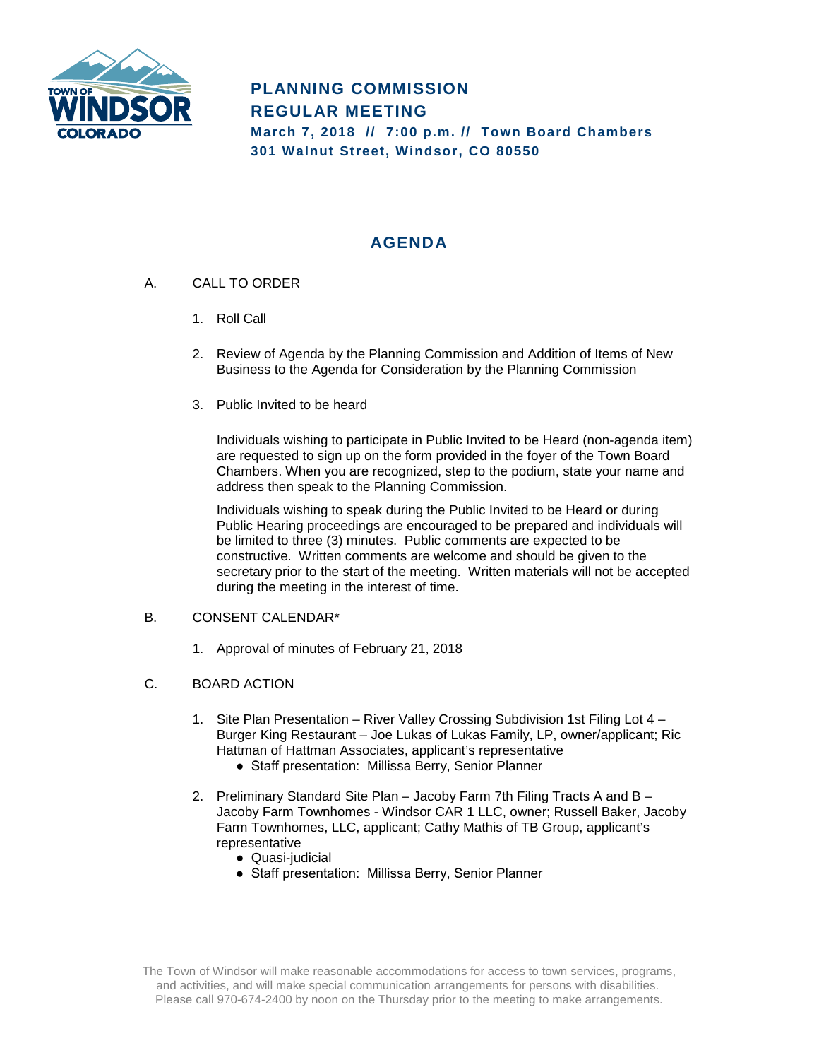# PLANNING COMMISSION
# REGULAR MEETING

**March 7, 2018 // 7:00 p.m. // Town Board Chambers**
**301 Walnut Street, Windsor, CO 80550**

## AGENDA

A. CALL TO ORDER

1. Roll Call

2. Review of Agenda by the Planning Commission and Addition of Items of New Business to the Agenda for Consideration by the Planning Commission

3. Public Invited to be heard

   Individuals wishing to participate in Public Invited to be Heard (non-agenda item) are requested to sign up on the form provided in the foyer of the Town Board Chambers. When you are recognized, step to the podium, state your name and address then speak to the Planning Commission.

   Individuals wishing to speak during the Public Invited to be Heard or during Public Hearing proceedings are encouraged to be prepared and individuals will be limited to three (3) minutes. Public comments are expected to be constructive. Written comments are welcome and should be given to the secretary prior to the start of the meeting. Written materials will not be accepted during the meeting in the interest of time.

B. CONSENT CALENDAR*

1. Approval of minutes of February 21, 2018

C. BOARD ACTION

1. Site Plan Presentation – River Valley Crossing Subdivision 1st Filing Lot 4 – Burger King Restaurant – Joe Lukas of Lukas Family, LP, owner/applicant; Ric Hattman of Hattman Associates, applicant's representative
   - Staff presentation: Millissa Berry, Senior Planner

2. Preliminary Standard Site Plan – Jacoby Farm 7th Filing Tracts A and B – Jacoby Farm Townhomes - Windsor CAR 1 LLC, owner; Russell Baker, Jacoby Farm Townhomes, LLC, applicant; Cathy Mathis of TB Group, applicant's representative
   - Quasi-judicial
   - Staff presentation: Millissa Berry, Senior Planner

The Town of Windsor will make reasonable accommodations for access to town services, programs, and activities, and will make special communication arrangements for persons with disabilities. Please call 970-674-2400 by noon on the Thursday prior to the meeting to make arrangements.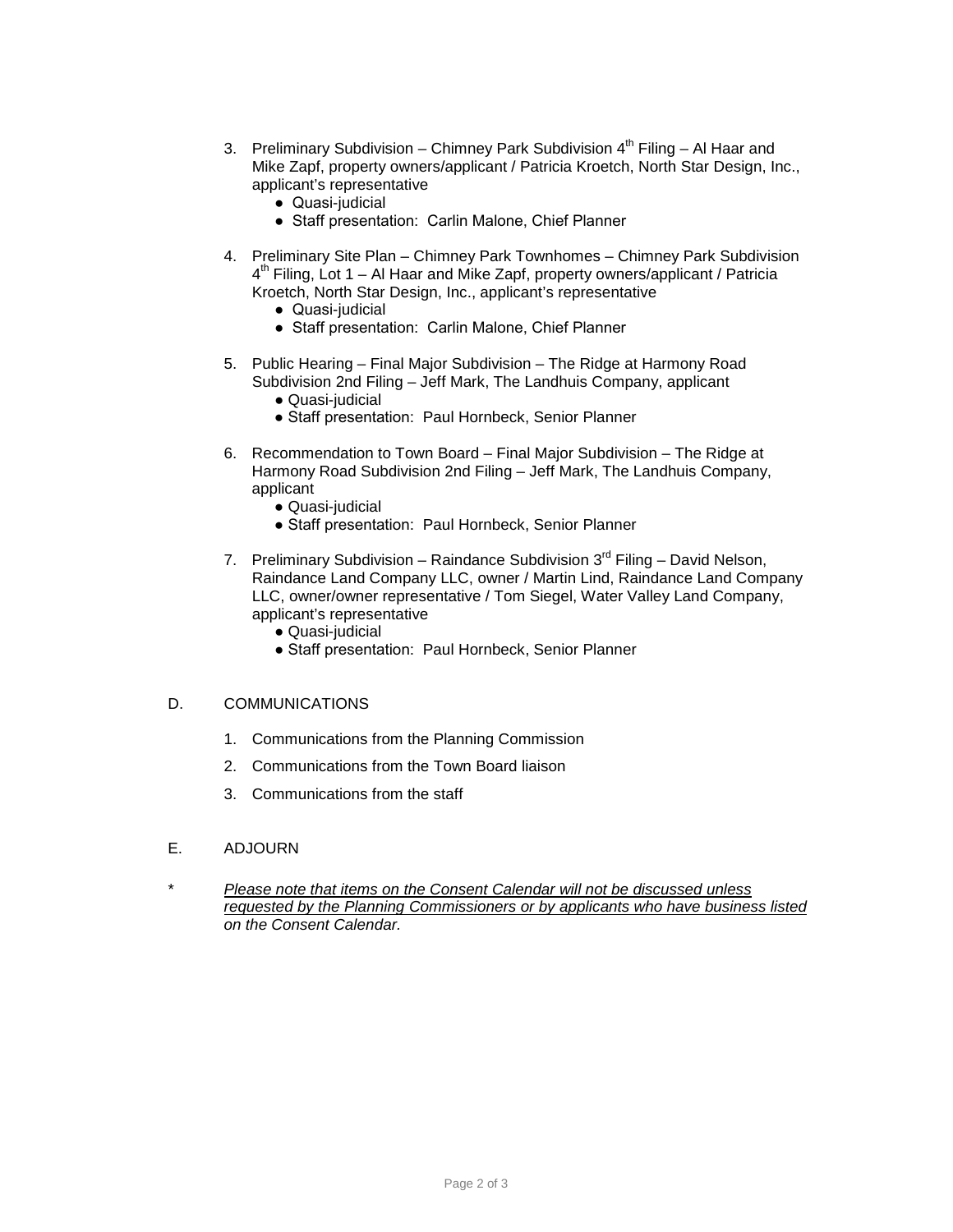3. Preliminary Subdivision – Chimney Park Subdivision 4th Filing – Al Haar and Mike Zapf, property owners/applicant / Patricia Kroetch, North Star Design, Inc., applicant's representative
    - Quasi-judicial
    - Staff presentation: Carlin Malone, Chief Planner

4. Preliminary Site Plan – Chimney Park Townhomes – Chimney Park Subdivision 4th Filing, Lot 1 – Al Haar and Mike Zapf, property owners/applicant / Patricia Kroetch, North Star Design, Inc., applicant's representative
    - Quasi-judicial
    - Staff presentation: Carlin Malone, Chief Planner

5. Public Hearing – Final Major Subdivision – The Ridge at Harmony Road Subdivision 2nd Filing – Jeff Mark, The Landhuis Company, applicant
    - Quasi-judicial
    - Staff presentation: Paul Hornbeck, Senior Planner

6. Recommendation to Town Board – Final Major Subdivision – The Ridge at Harmony Road Subdivision 2nd Filing – Jeff Mark, The Landhuis Company, applicant
    - Quasi-judicial
    - Staff presentation: Paul Hornbeck, Senior Planner

7. Preliminary Subdivision – Raindance Subdivision 3rd Filing – David Nelson, Raindance Land Company LLC, owner / Martin Lind, Raindance Land Company LLC, owner/owner representative / Tom Siegel, Water Valley Land Company, applicant's representative
    - Quasi-judicial
    - Staff presentation: Paul Hornbeck, Senior Planner

D. COMMUNICATIONS

1. Communications from the Planning Commission
2. Communications from the Town Board liaison
3. Communications from the staff

E. ADJOURN

\* *Please note that items on the Consent Calendar will not be discussed unless requested by the Planning Commissioners or by applicants who have business listed on the Consent Calendar.*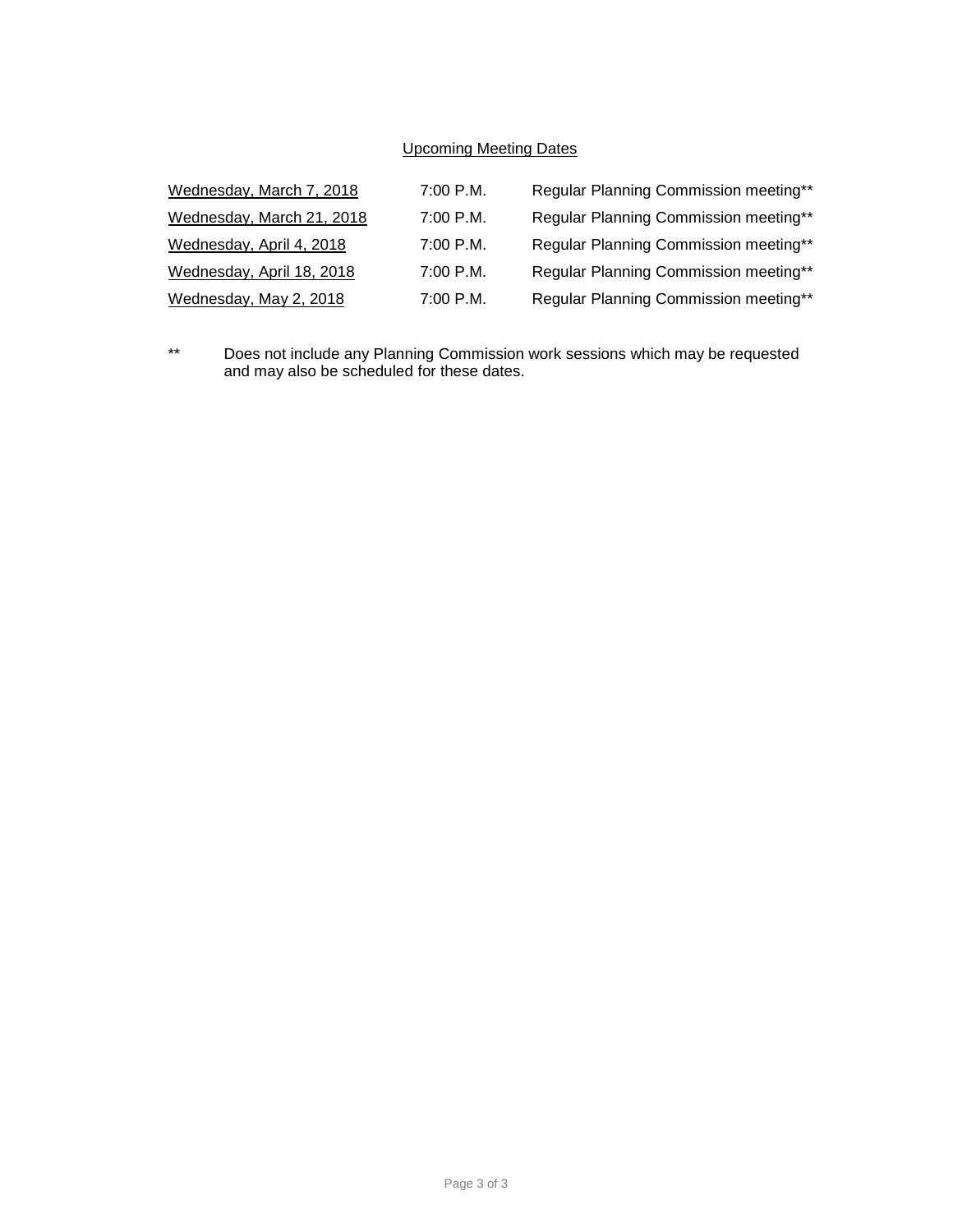Upcoming Meeting Dates

| | | |
|---|---|---|
| Wednesday, March 7, 2018 | 7:00 P.M. | Regular Planning Commission meeting** |
| Wednesday, March 21, 2018 | 7:00 P.M. | Regular Planning Commission meeting** |
| Wednesday, April 4, 2018 | 7:00 P.M. | Regular Planning Commission meeting** |
| Wednesday, April 18, 2018 | 7:00 P.M. | Regular Planning Commission meeting** |
| Wednesday, May 2, 2018 | 7:00 P.M. | Regular Planning Commission meeting** |

** Does not include any Planning Commission work sessions which may be requested and may also be scheduled for these dates.